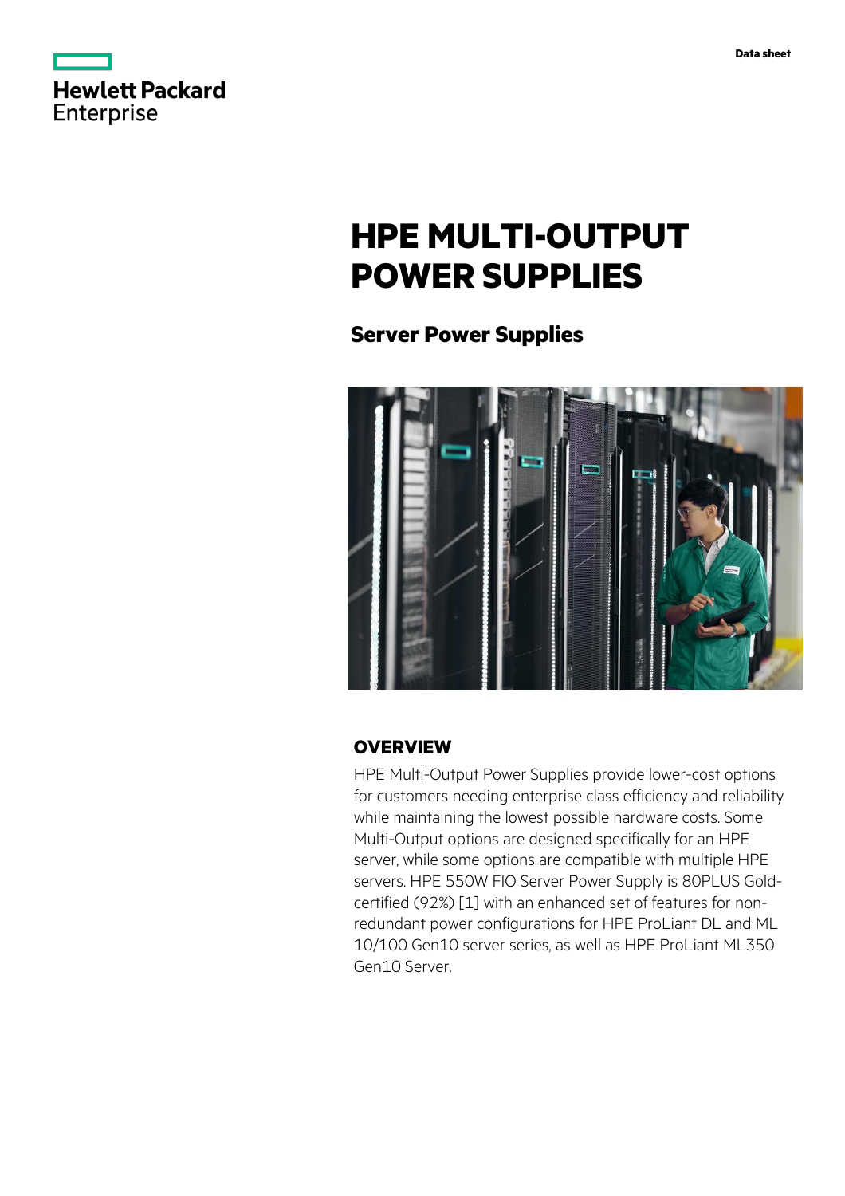Data sheet

# HPE MULTI-OUTPUT POWER SUPPLIES

## Server Power Supplies

## OVERVIEW

HPE Multi-Output Power Supplies provide lower-cost options for customers needing enterprise class efficiency and reliability while maintaining the lowest possible hardware costs. Some Multi-Output options are designed specifically for an HPE server, while some options are compatible with multiple HPE servers. HPE 550W FIO Server Power Supply is 80PLUS Gold-certified (92%) [1] with an enhanced set of features for non-redundant power configurations for HPE ProLiant DL and ML 10/100 Gen10 server series, as well as HPE ProLiant ML350 Gen10 Server.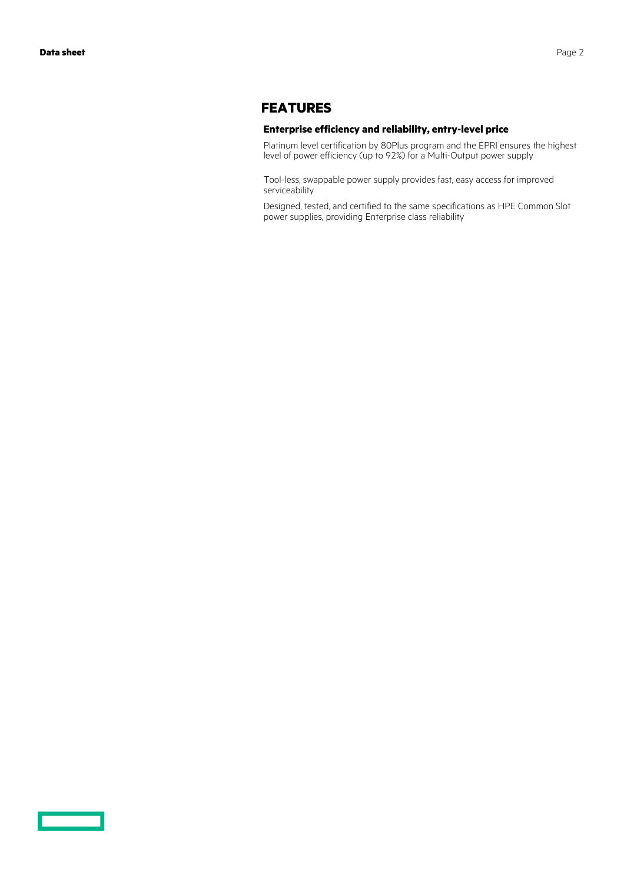## FEATURES

### Enterprise efficiency and reliability, entry-level price

Platinum level certification by 80Plus program and the EPRI ensures the highest level of power efficiency (up to 92%) for a Multi-Output power supply

Tool-less, swappable power supply provides fast, easy access for improved serviceability

Designed, tested, and certified to the same specifications as HPE Common Slot power supplies, providing Enterprise class reliability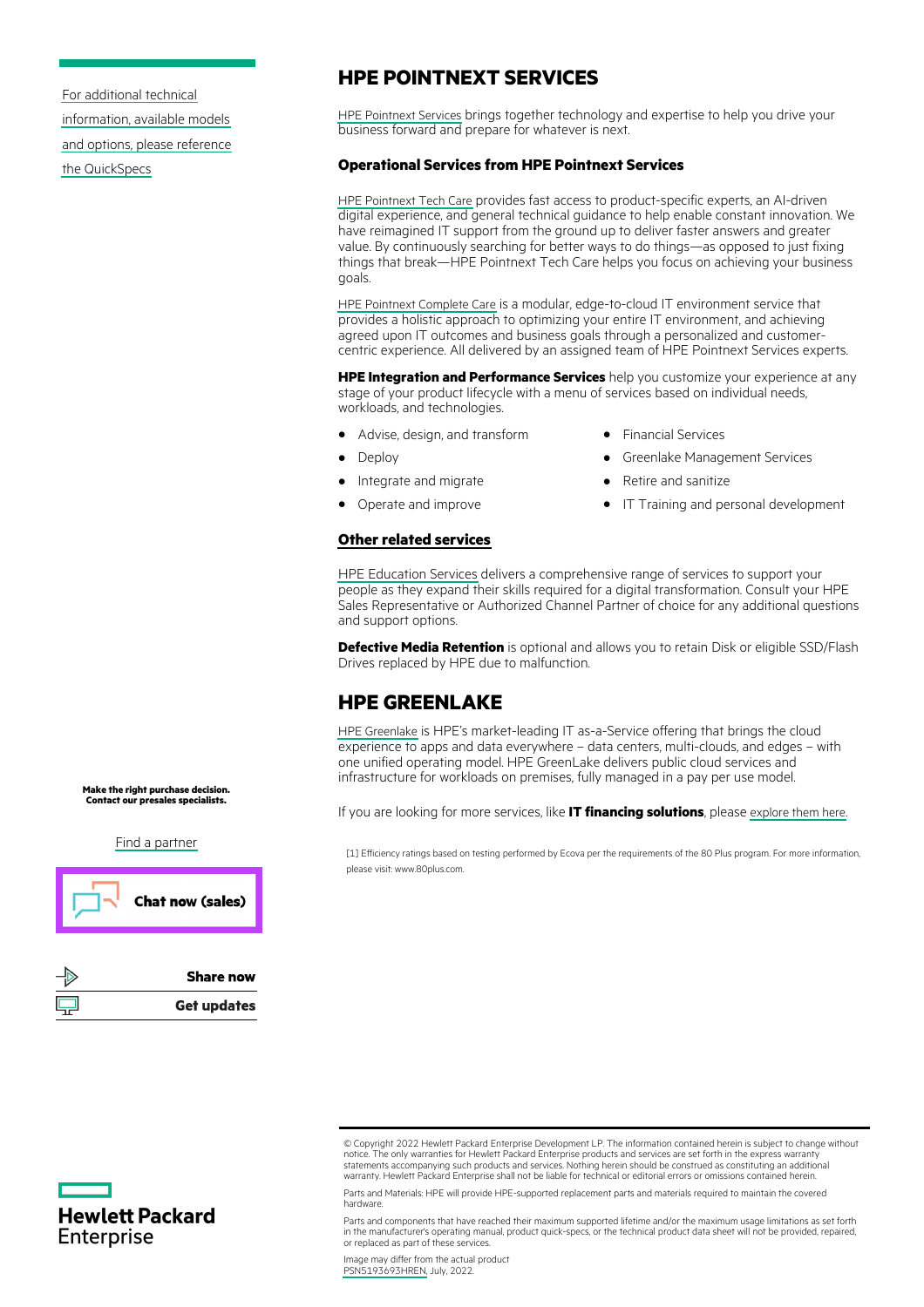For additional technical information, available models and options, please reference the QuickSpecs

## HPE POINTNEXT SERVICES

HPE Pointnext Services brings together technology and expertise to help you drive your business forward and prepare for whatever is next.

### Operational Services from HPE Pointnext Services

HPE Pointnext Tech Care provides fast access to product-specific experts, an AI-driven digital experience, and general technical guidance to help enable constant innovation. We have reimagined IT support from the ground up to deliver faster answers and greater value. By continuously searching for better ways to do things—as opposed to just fixing things that break—HPE Pointnext Tech Care helps you focus on achieving your business goals.

HPE Pointnext Complete Care is a modular, edge-to-cloud IT environment service that provides a holistic approach to optimizing your entire IT environment, and achieving agreed upon IT outcomes and business goals through a personalized and customer-centric experience. All delivered by an assigned team of HPE Pointnext Services experts.

**HPE Integration and Performance Services** help you customize your experience at any stage of your product lifecycle with a menu of services based on individual needs, workloads, and technologies.

- Advise, design, and transform
- Deploy
- Integrate and migrate
- Operate and improve
- Financial Services
- Greenlake Management Services
- Retire and sanitize
- IT Training and personal development

### Other related services

HPE Education Services delivers a comprehensive range of services to support your people as they expand their skills required for a digital transformation. Consult your HPE Sales Representative or Authorized Channel Partner of choice for any additional questions and support options.

**Defective Media Retention** is optional and allows you to retain Disk or eligible SSD/Flash Drives replaced by HPE due to malfunction.

## HPE GREENLAKE

HPE Greenlake is HPE's market-leading IT as-a-Service offering that brings the cloud experience to apps and data everywhere – data centers, multi-clouds, and edges – with one unified operating model. HPE GreenLake delivers public cloud services and infrastructure for workloads on premises, fully managed in a pay per use model.

If you are looking for more services, like **IT financing solutions**, please explore them here.

[1] Efficiency ratings based on testing performed by Ecova per the requirements of the 80 Plus program. For more information, please visit: www.80plus.com.

**Make the right purchase decision. Contact our presales specialists.**

Find a partner

**Chat now (sales)**

**Share now**

**Get updates**

© Copyright 2022 Hewlett Packard Enterprise Development LP. The information contained herein is subject to change without notice. The only warranties for Hewlett Packard Enterprise products and services are set forth in the express warranty statements accompanying such products and services. Nothing herein should be construed as constituting an additional warranty. Hewlett Packard Enterprise shall not be liable for technical or editorial errors or omissions contained herein.

Parts and Materials: HPE will provide HPE-supported replacement parts and materials required to maintain the covered hardware.

Parts and components that have reached their maximum supported lifetime and/or the maximum usage limitations as set forth in the manufacturer's operating manual, product quick-specs, or the technical product data sheet will not be provided, repaired, or replaced as part of these services.

Image may differ from the actual product

PSN5193693HREN, July, 2022.

**Hewlett Packard** Enterprise